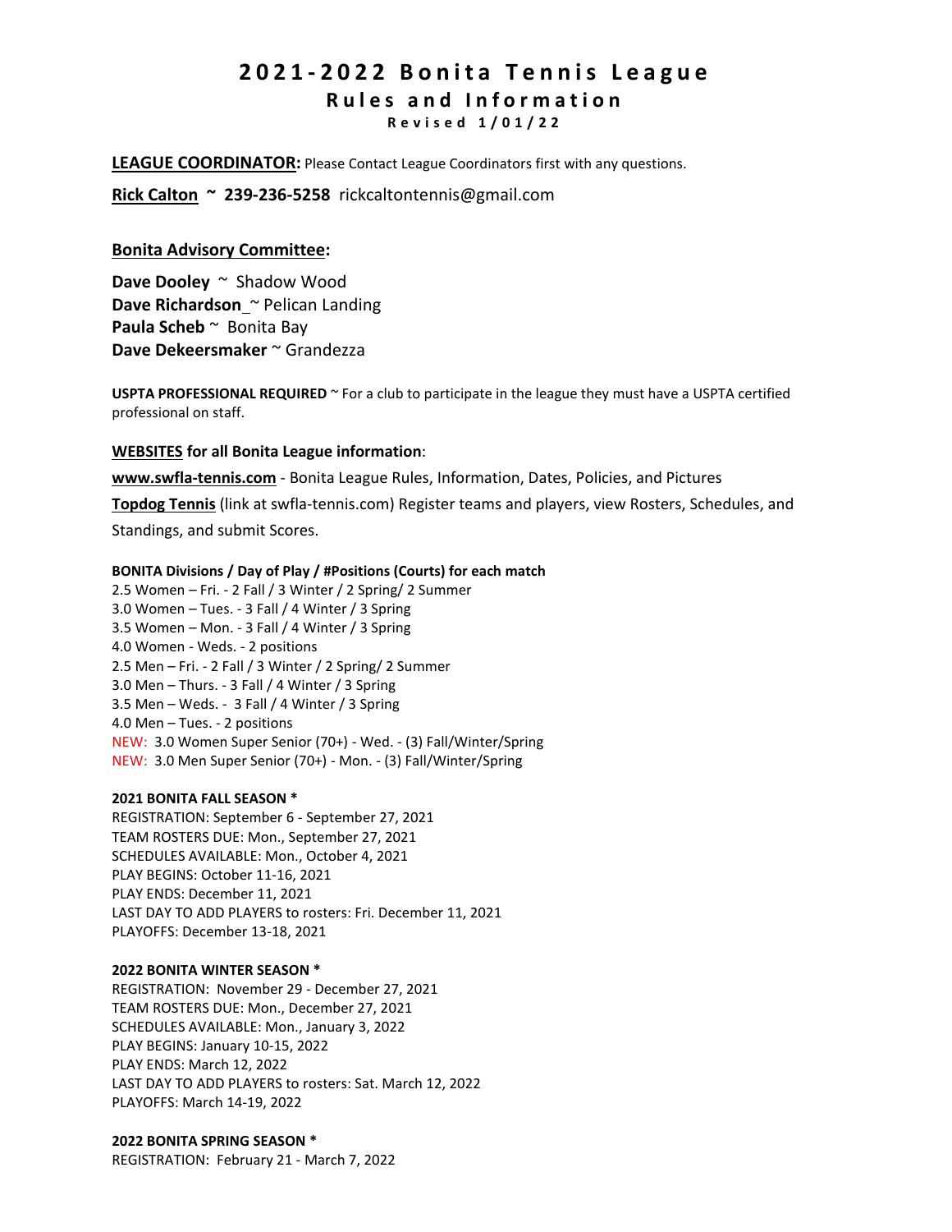# 2021-2022 Bonita Tennis League
## Rules and Information
### Revised 1/01/22

**LEAGUE COORDINATOR:** Please Contact League Coordinators first with any questions.

**Rick Calton ~ 239-236-5258** rickcaltontennis@gmail.com

**Bonita Advisory Committee:**

**Dave Dooley** ~ Shadow Wood
**Dave Richardson** ~ Pelican Landing
**Paula Scheb** ~ Bonita Bay
**Dave Dekeersmaker** ~ Grandezza

**USPTA PROFESSIONAL REQUIRED** ~ For a club to participate in the league they must have a USPTA certified professional on staff.

**WEBSITES for all Bonita League information**:

**www.swfla-tennis.com** - Bonita League Rules, Information, Dates, Policies, and Pictures

**Topdog Tennis** (link at swfla-tennis.com) Register teams and players, view Rosters, Schedules, and Standings, and submit Scores.

**BONITA Divisions / Day of Play / #Positions (Courts) for each match**

2.5 Women – Fri. - 2 Fall / 3 Winter / 2 Spring/ 2 Summer
3.0 Women – Tues. - 3 Fall / 4 Winter / 3 Spring
3.5 Women – Mon. - 3 Fall / 4 Winter / 3 Spring
4.0 Women - Weds. - 2 positions
2.5 Men – Fri. - 2 Fall / 3 Winter / 2 Spring/ 2 Summer
3.0 Men – Thurs. - 3 Fall / 4 Winter / 3 Spring
3.5 Men – Weds. - 3 Fall / 4 Winter / 3 Spring
4.0 Men – Tues. - 2 positions
NEW: 3.0 Women Super Senior (70+) - Wed. - (3) Fall/Winter/Spring
NEW: 3.0 Men Super Senior (70+) - Mon. - (3) Fall/Winter/Spring

**2021 BONITA FALL SEASON ***

REGISTRATION: September 6 - September 27, 2021
TEAM ROSTERS DUE: Mon., September 27, 2021
SCHEDULES AVAILABLE: Mon., October 4, 2021
PLAY BEGINS: October 11-16, 2021
PLAY ENDS: December 11, 2021
LAST DAY TO ADD PLAYERS to rosters: Fri. December 11, 2021
PLAYOFFS: December 13-18, 2021

**2022 BONITA WINTER SEASON ***

REGISTRATION: November 29 - December 27, 2021
TEAM ROSTERS DUE: Mon., December 27, 2021
SCHEDULES AVAILABLE: Mon., January 3, 2022
PLAY BEGINS: January 10-15, 2022
PLAY ENDS: March 12, 2022
LAST DAY TO ADD PLAYERS to rosters: Sat. March 12, 2022
PLAYOFFS: March 14-19, 2022

**2022 BONITA SPRING SEASON ***

REGISTRATION: February 21 - March 7, 2022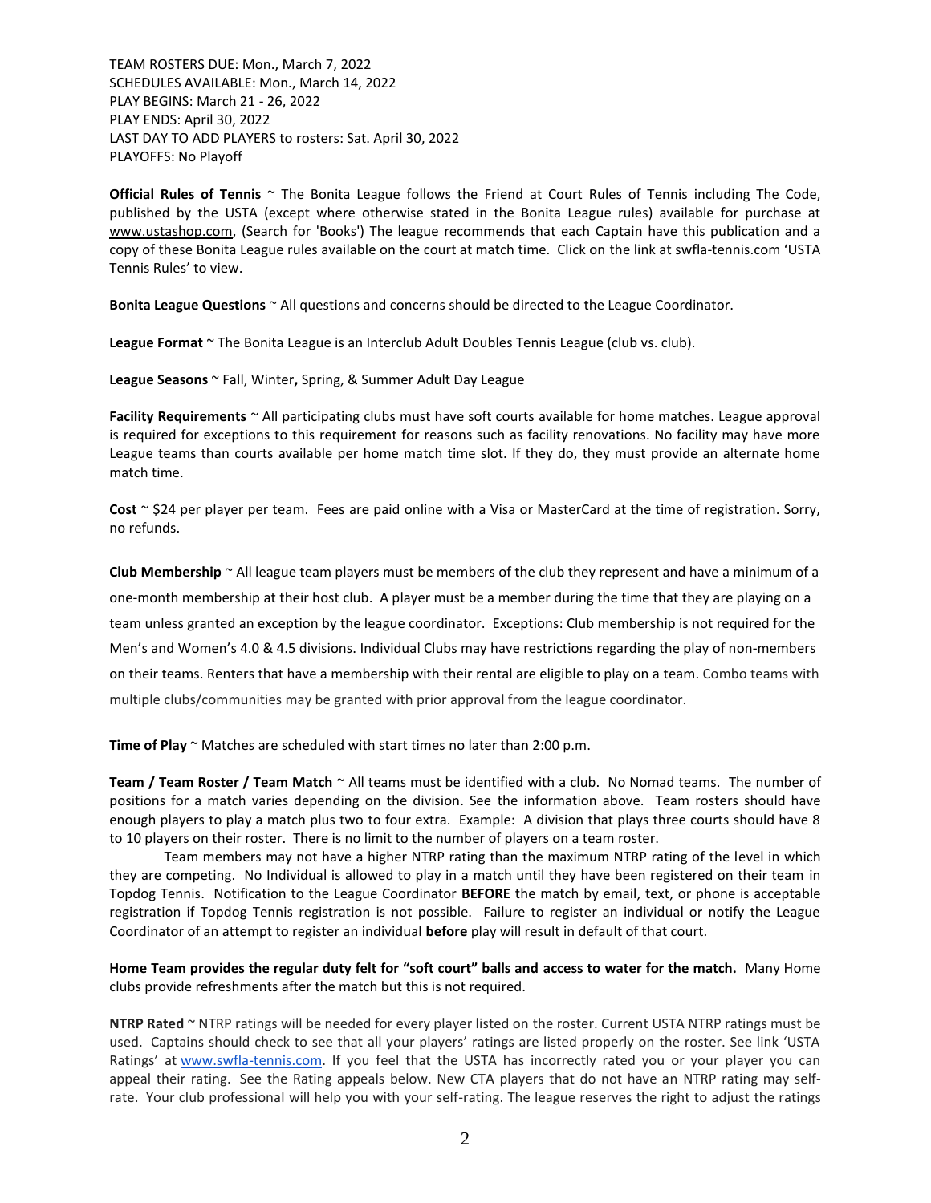TEAM ROSTERS DUE: Mon., March 7, 2022
SCHEDULES AVAILABLE: Mon., March 14, 2022
PLAY BEGINS: March 21 - 26, 2022
PLAY ENDS: April 30, 2022
LAST DAY TO ADD PLAYERS to rosters: Sat. April 30, 2022
PLAYOFFS: No Playoff

**Official Rules of Tennis** ~ The Bonita League follows the Friend at Court Rules of Tennis including The Code, published by the USTA (except where otherwise stated in the Bonita League rules) available for purchase at www.ustashop.com, (Search for 'Books') The league recommends that each Captain have this publication and a copy of these Bonita League rules available on the court at match time. Click on the link at swfla-tennis.com 'USTA Tennis Rules' to view.

**Bonita League Questions** ~ All questions and concerns should be directed to the League Coordinator.

**League Format** ~ The Bonita League is an Interclub Adult Doubles Tennis League (club vs. club).

**League Seasons** ~ Fall, Winter**,** Spring, & Summer Adult Day League

**Facility Requirements** ~ All participating clubs must have soft courts available for home matches. League approval is required for exceptions to this requirement for reasons such as facility renovations. No facility may have more League teams than courts available per home match time slot. If they do, they must provide an alternate home match time.

**Cost** ~ $24 per player per team. Fees are paid online with a Visa or MasterCard at the time of registration. Sorry, no refunds.

**Club Membership** ~ All league team players must be members of the club they represent and have a minimum of a one-month membership at their host club. A player must be a member during the time that they are playing on a team unless granted an exception by the league coordinator. Exceptions: Club membership is not required for the Men's and Women's 4.0 & 4.5 divisions. Individual Clubs may have restrictions regarding the play of non-members on their teams. Renters that have a membership with their rental are eligible to play on a team. Combo teams with multiple clubs/communities may be granted with prior approval from the league coordinator.

**Time of Play** ~ Matches are scheduled with start times no later than 2:00 p.m.

**Team / Team Roster / Team Match** ~ All teams must be identified with a club. No Nomad teams. The number of positions for a match varies depending on the division. See the information above. Team rosters should have enough players to play a match plus two to four extra. Example: A division that plays three courts should have 8 to 10 players on their roster. There is no limit to the number of players on a team roster.

Team members may not have a higher NTRP rating than the maximum NTRP rating of the level in which they are competing. No Individual is allowed to play in a match until they have been registered on their team in Topdog Tennis. Notification to the League Coordinator **BEFORE** the match by email, text, or phone is acceptable registration if Topdog Tennis registration is not possible. Failure to register an individual or notify the League Coordinator of an attempt to register an individual **before** play will result in default of that court.

**Home Team provides the regular duty felt for "soft court" balls and access to water for the match.** Many Home clubs provide refreshments after the match but this is not required.

**NTRP Rated** ~ NTRP ratings will be needed for every player listed on the roster. Current USTA NTRP ratings must be used. Captains should check to see that all your players' ratings are listed properly on the roster. See link 'USTA Ratings' at www.swfla-tennis.com. If you feel that the USTA has incorrectly rated you or your player you can appeal their rating. See the Rating appeals below. New CTA players that do not have an NTRP rating may self-rate. Your club professional will help you with your self-rating. The league reserves the right to adjust the ratings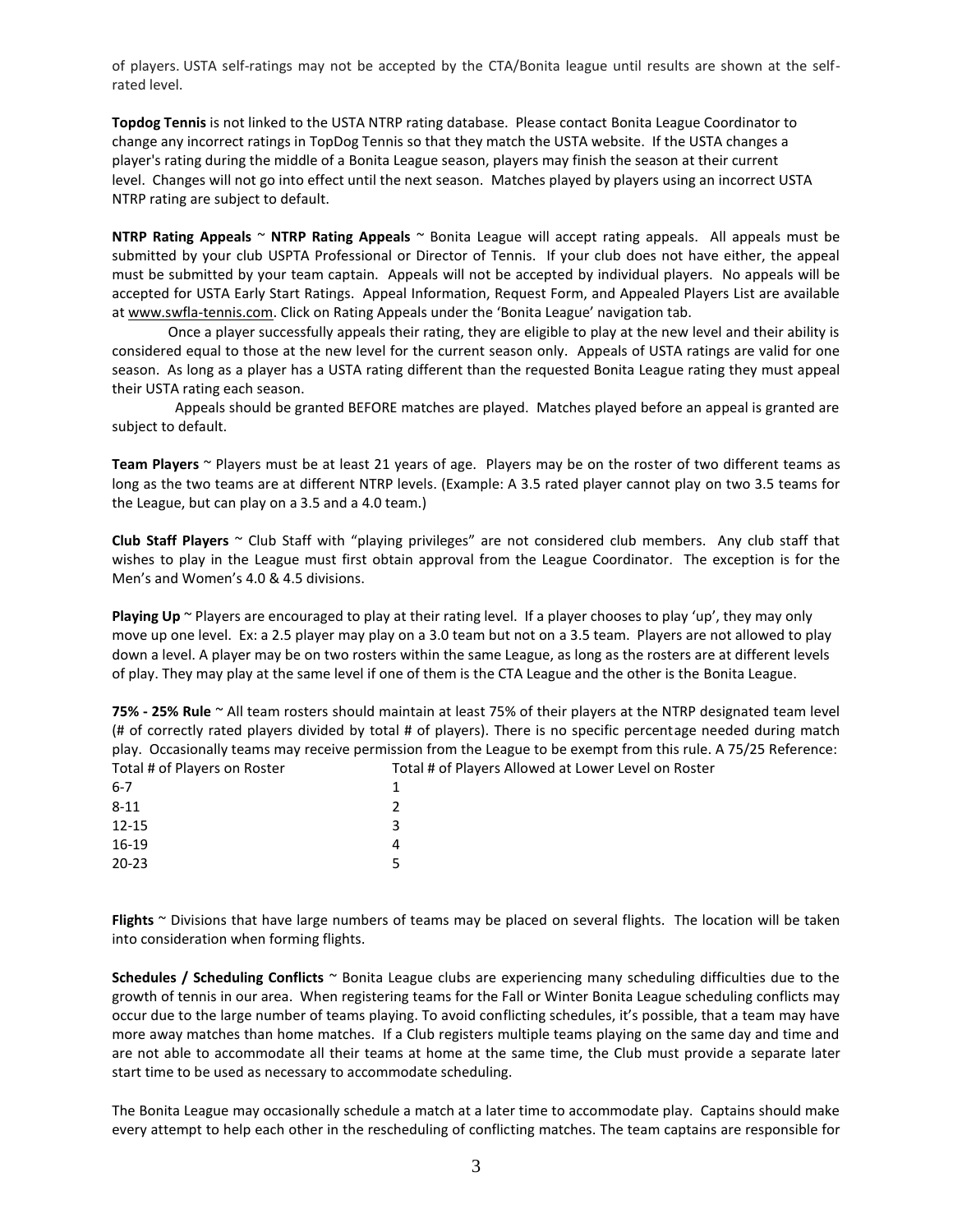of players. USTA self-ratings may not be accepted by the CTA/Bonita league until results are shown at the self-rated level.

**Topdog Tennis** is not linked to the USTA NTRP rating database. Please contact Bonita League Coordinator to change any incorrect ratings in TopDog Tennis so that they match the USTA website. If the USTA changes a player's rating during the middle of a Bonita League season, players may finish the season at their current level. Changes will not go into effect until the next season. Matches played by players using an incorrect USTA NTRP rating are subject to default.

**NTRP Rating Appeals** ~ **NTRP Rating Appeals** ~ Bonita League will accept rating appeals. All appeals must be submitted by your club USPTA Professional or Director of Tennis. If your club does not have either, the appeal must be submitted by your team captain. Appeals will not be accepted by individual players. No appeals will be accepted for USTA Early Start Ratings. Appeal Information, Request Form, and Appealed Players List are available at www.swfla-tennis.com. Click on Rating Appeals under the 'Bonita League' navigation tab.

Once a player successfully appeals their rating, they are eligible to play at the new level and their ability is considered equal to those at the new level for the current season only. Appeals of USTA ratings are valid for one season. As long as a player has a USTA rating different than the requested Bonita League rating they must appeal their USTA rating each season.

Appeals should be granted BEFORE matches are played. Matches played before an appeal is granted are subject to default.

**Team Players** ~ Players must be at least 21 years of age. Players may be on the roster of two different teams as long as the two teams are at different NTRP levels. (Example: A 3.5 rated player cannot play on two 3.5 teams for the League, but can play on a 3.5 and a 4.0 team.)

**Club Staff Players** ~ Club Staff with "playing privileges" are not considered club members. Any club staff that wishes to play in the League must first obtain approval from the League Coordinator. The exception is for the Men's and Women's 4.0 & 4.5 divisions.

**Playing Up** ~ Players are encouraged to play at their rating level. If a player chooses to play 'up', they may only move up one level. Ex: a 2.5 player may play on a 3.0 team but not on a 3.5 team. Players are not allowed to play down a level. A player may be on two rosters within the same League, as long as the rosters are at different levels of play. They may play at the same level if one of them is the CTA League and the other is the Bonita League.

**75% - 25% Rule** ~ All team rosters should maintain at least 75% of their players at the NTRP designated team level (# of correctly rated players divided by total # of players). There is no specific percentage needed during match play. Occasionally teams may receive permission from the League to be exempt from this rule. A 75/25 Reference:

| Total # of Players on Roster | Total # of Players Allowed at Lower Level on Roster |
|---|---|
| 6-7 | 1 |
| 8-11 | 2 |
| 12-15 | 3 |
| 16-19 | 4 |
| 20-23 | 5 |

**Flights** ~ Divisions that have large numbers of teams may be placed on several flights. The location will be taken into consideration when forming flights.

**Schedules / Scheduling Conflicts** ~ Bonita League clubs are experiencing many scheduling difficulties due to the growth of tennis in our area. When registering teams for the Fall or Winter Bonita League scheduling conflicts may occur due to the large number of teams playing. To avoid conflicting schedules, it's possible, that a team may have more away matches than home matches. If a Club registers multiple teams playing on the same day and time and are not able to accommodate all their teams at home at the same time, the Club must provide a separate later start time to be used as necessary to accommodate scheduling.

The Bonita League may occasionally schedule a match at a later time to accommodate play. Captains should make every attempt to help each other in the rescheduling of conflicting matches. The team captains are responsible for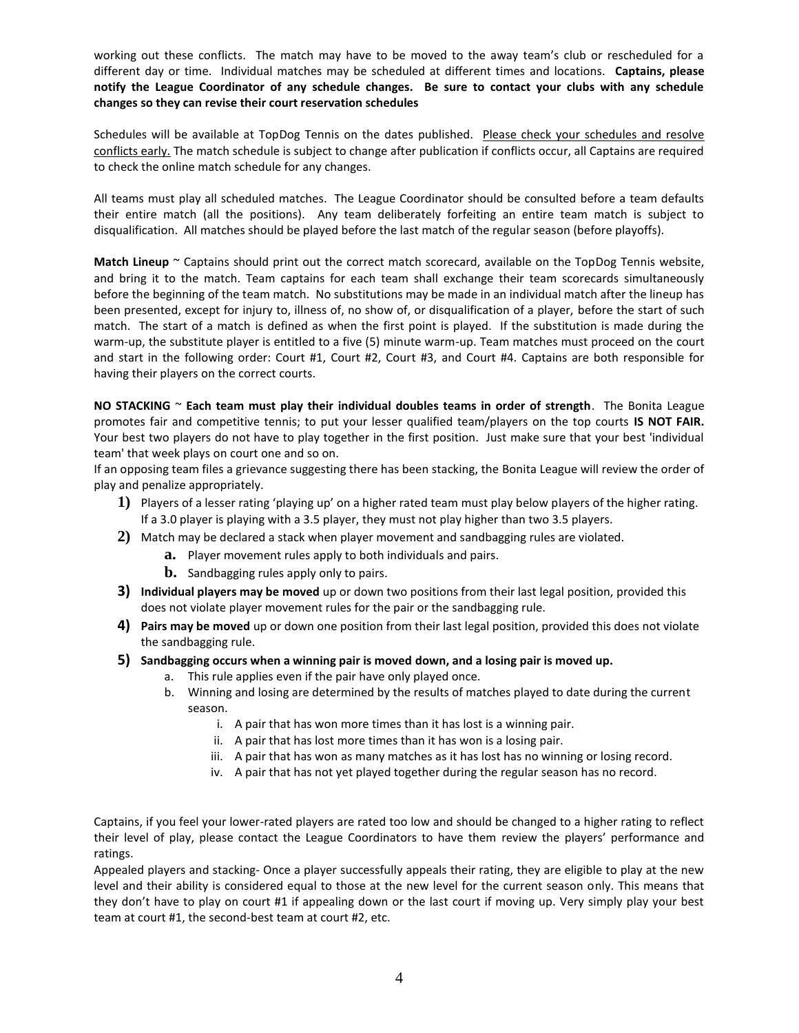working out these conflicts. The match may have to be moved to the away team's club or rescheduled for a different day or time. Individual matches may be scheduled at different times and locations. **Captains, please notify the League Coordinator of any schedule changes. Be sure to contact your clubs with any schedule changes so they can revise their court reservation schedules**

Schedules will be available at TopDog Tennis on the dates published. Please check your schedules and resolve conflicts early. The match schedule is subject to change after publication if conflicts occur, all Captains are required to check the online match schedule for any changes.

All teams must play all scheduled matches. The League Coordinator should be consulted before a team defaults their entire match (all the positions). Any team deliberately forfeiting an entire team match is subject to disqualification. All matches should be played before the last match of the regular season (before playoffs).

**Match Lineup** ~ Captains should print out the correct match scorecard, available on the TopDog Tennis website, and bring it to the match. Team captains for each team shall exchange their team scorecards simultaneously before the beginning of the team match. No substitutions may be made in an individual match after the lineup has been presented, except for injury to, illness of, no show of, or disqualification of a player, before the start of such match. The start of a match is defined as when the first point is played. If the substitution is made during the warm-up, the substitute player is entitled to a five (5) minute warm-up. Team matches must proceed on the court and start in the following order: Court #1, Court #2, Court #3, and Court #4. Captains are both responsible for having their players on the correct courts.

**NO STACKING** ~ **Each team must play their individual doubles teams in order of strength**. The Bonita League promotes fair and competitive tennis; to put your lesser qualified team/players on the top courts **IS NOT FAIR.** Your best two players do not have to play together in the first position. Just make sure that your best 'individual team' that week plays on court one and so on.

If an opposing team files a grievance suggesting there has been stacking, the Bonita League will review the order of play and penalize appropriately.

1) Players of a lesser rating 'playing up' on a higher rated team must play below players of the higher rating. If a 3.0 player is playing with a 3.5 player, they must not play higher than two 3.5 players.
2) Match may be declared a stack when player movement and sandbagging rules are violated.
   a. Player movement rules apply to both individuals and pairs.
   b. Sandbagging rules apply only to pairs.
3) **Individual players may be moved** up or down two positions from their last legal position, provided this does not violate player movement rules for the pair or the sandbagging rule.
4) **Pairs may be moved** up or down one position from their last legal position, provided this does not violate the sandbagging rule.
5) **Sandbagging occurs when a winning pair is moved down, and a losing pair is moved up.**
   a. This rule applies even if the pair have only played once.
   b. Winning and losing are determined by the results of matches played to date during the current season.
      i. A pair that has won more times than it has lost is a winning pair.
      ii. A pair that has lost more times than it has won is a losing pair.
      iii. A pair that has won as many matches as it has lost has no winning or losing record.
      iv. A pair that has not yet played together during the regular season has no record.

Captains, if you feel your lower-rated players are rated too low and should be changed to a higher rating to reflect their level of play, please contact the League Coordinators to have them review the players' performance and ratings.

Appealed players and stacking- Once a player successfully appeals their rating, they are eligible to play at the new level and their ability is considered equal to those at the new level for the current season only. This means that they don't have to play on court #1 if appealing down or the last court if moving up. Very simply play your best team at court #1, the second-best team at court #2, etc.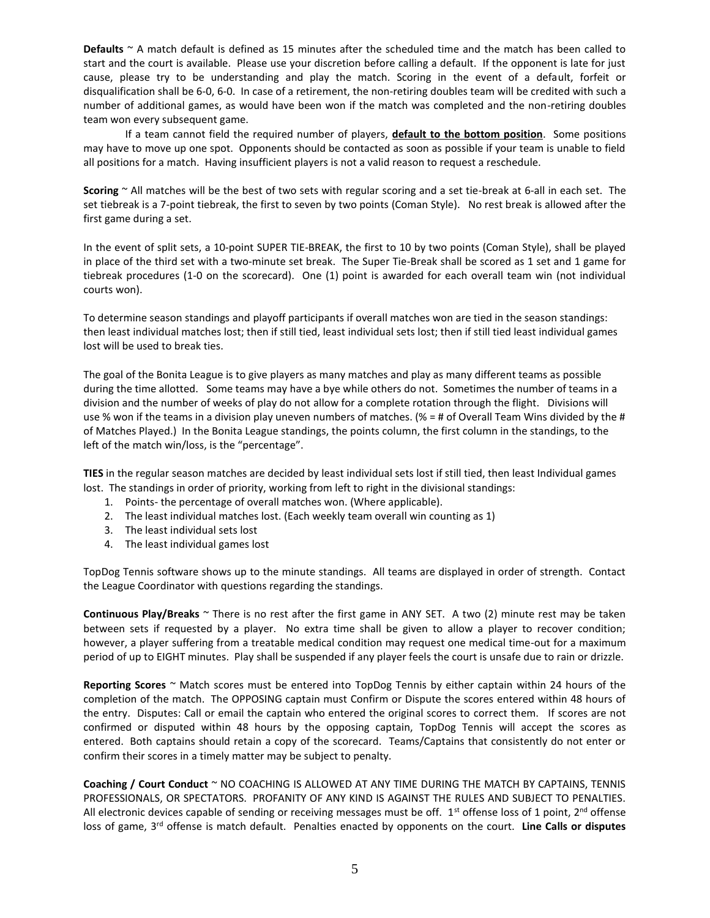**Defaults** ~ A match default is defined as 15 minutes after the scheduled time and the match has been called to start and the court is available. Please use your discretion before calling a default. If the opponent is late for just cause, please try to be understanding and play the match. Scoring in the event of a default, forfeit or disqualification shall be 6-0, 6-0. In case of a retirement, the non-retiring doubles team will be credited with such a number of additional games, as would have been won if the match was completed and the non-retiring doubles team won every subsequent game.

If a team cannot field the required number of players, **default to the bottom position**. Some positions may have to move up one spot. Opponents should be contacted as soon as possible if your team is unable to field all positions for a match. Having insufficient players is not a valid reason to request a reschedule.

**Scoring** ~ All matches will be the best of two sets with regular scoring and a set tie-break at 6-all in each set. The set tiebreak is a 7-point tiebreak, the first to seven by two points (Coman Style). No rest break is allowed after the first game during a set.

In the event of split sets, a 10-point SUPER TIE-BREAK, the first to 10 by two points (Coman Style), shall be played in place of the third set with a two-minute set break. The Super Tie-Break shall be scored as 1 set and 1 game for tiebreak procedures (1-0 on the scorecard). One (1) point is awarded for each overall team win (not individual courts won).

To determine season standings and playoff participants if overall matches won are tied in the season standings: then least individual matches lost; then if still tied, least individual sets lost; then if still tied least individual games lost will be used to break ties.

The goal of the Bonita League is to give players as many matches and play as many different teams as possible during the time allotted. Some teams may have a bye while others do not. Sometimes the number of teams in a division and the number of weeks of play do not allow for a complete rotation through the flight. Divisions will use % won if the teams in a division play uneven numbers of matches. (% = # of Overall Team Wins divided by the # of Matches Played.) In the Bonita League standings, the points column, the first column in the standings, to the left of the match win/loss, is the "percentage".

**TIES** in the regular season matches are decided by least individual sets lost if still tied, then least Individual games lost. The standings in order of priority, working from left to right in the divisional standings:

1. Points- the percentage of overall matches won. (Where applicable).
2. The least individual matches lost. (Each weekly team overall win counting as 1)
3. The least individual sets lost
4. The least individual games lost

TopDog Tennis software shows up to the minute standings. All teams are displayed in order of strength. Contact the League Coordinator with questions regarding the standings.

**Continuous Play/Breaks** ~ There is no rest after the first game in ANY SET. A two (2) minute rest may be taken between sets if requested by a player. No extra time shall be given to allow a player to recover condition; however, a player suffering from a treatable medical condition may request one medical time-out for a maximum period of up to EIGHT minutes. Play shall be suspended if any player feels the court is unsafe due to rain or drizzle.

**Reporting Scores** ~ Match scores must be entered into TopDog Tennis by either captain within 24 hours of the completion of the match. The OPPOSING captain must Confirm or Dispute the scores entered within 48 hours of the entry. Disputes: Call or email the captain who entered the original scores to correct them. If scores are not confirmed or disputed within 48 hours by the opposing captain, TopDog Tennis will accept the scores as entered. Both captains should retain a copy of the scorecard. Teams/Captains that consistently do not enter or confirm their scores in a timely matter may be subject to penalty.

**Coaching / Court Conduct** ~ NO COACHING IS ALLOWED AT ANY TIME DURING THE MATCH BY CAPTAINS, TENNIS PROFESSIONALS, OR SPECTATORS. PROFANITY OF ANY KIND IS AGAINST THE RULES AND SUBJECT TO PENALTIES. All electronic devices capable of sending or receiving messages must be off. 1st offense loss of 1 point, 2nd offense loss of game, 3rd offense is match default. Penalties enacted by opponents on the court. **Line Calls or disputes**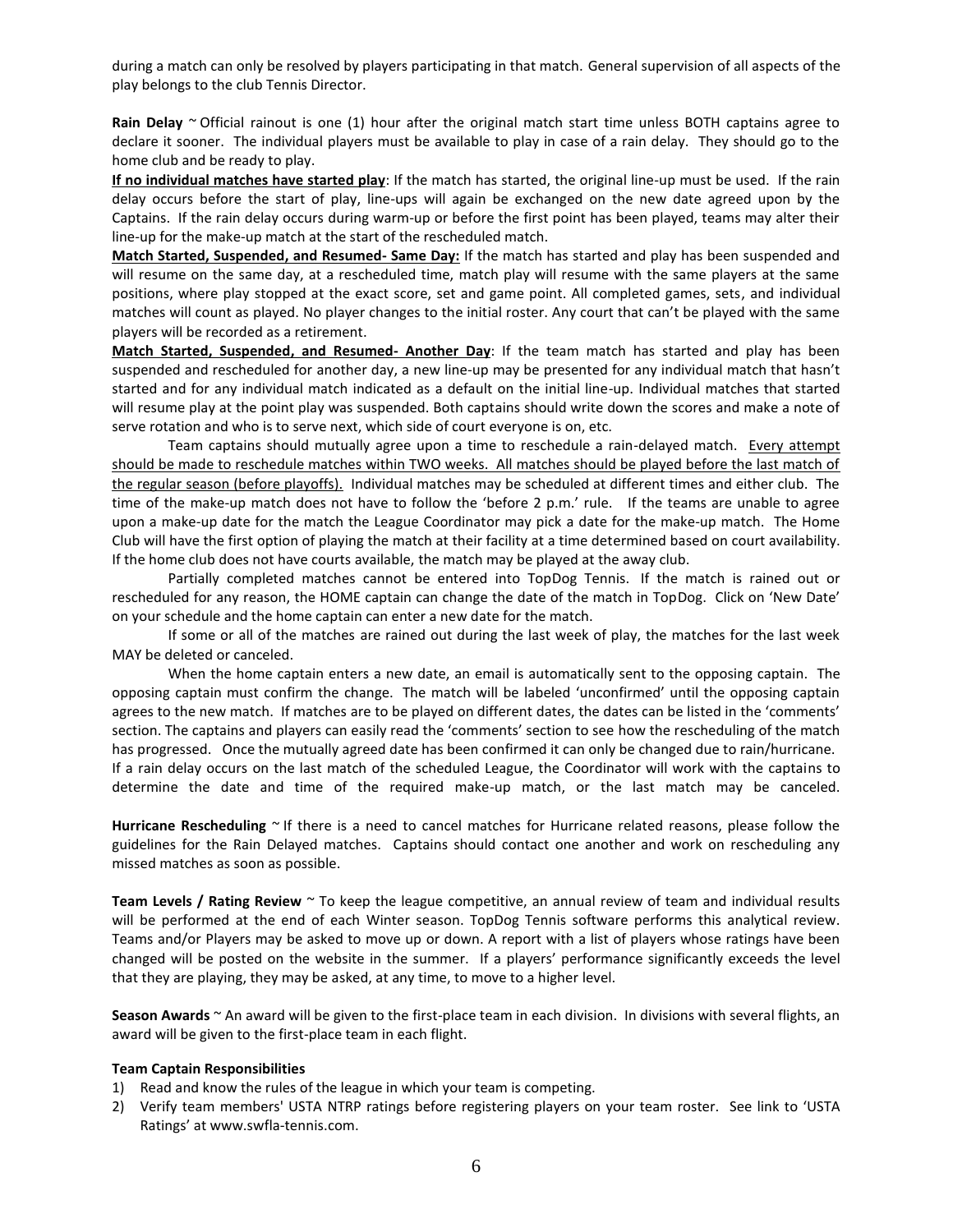during a match can only be resolved by players participating in that match. General supervision of all aspects of the play belongs to the club Tennis Director.

**Rain Delay** ~ Official rainout is one (1) hour after the original match start time unless BOTH captains agree to declare it sooner. The individual players must be available to play in case of a rain delay. They should go to the home club and be ready to play.

**<u>If no individual matches have started play</u>**: If the match has started, the original line-up must be used. If the rain delay occurs before the start of play, line-ups will again be exchanged on the new date agreed upon by the Captains. If the rain delay occurs during warm-up or before the first point has been played, teams may alter their line-up for the make-up match at the start of the rescheduled match.

**<u>Match Started, Suspended, and Resumed- Same Day:</u>** If the match has started and play has been suspended and will resume on the same day, at a rescheduled time, match play will resume with the same players at the same positions, where play stopped at the exact score, set and game point. All completed games, sets, and individual matches will count as played. No player changes to the initial roster. Any court that can't be played with the same players will be recorded as a retirement.

**<u>Match Started, Suspended, and Resumed- Another Day</u>**: If the team match has started and play has been suspended and rescheduled for another day, a new line-up may be presented for any individual match that hasn't started and for any individual match indicated as a default on the initial line-up. Individual matches that started will resume play at the point play was suspended. Both captains should write down the scores and make a note of serve rotation and who is to serve next, which side of court everyone is on, etc.

Team captains should mutually agree upon a time to reschedule a rain-delayed match. <u>Every attempt should be made to reschedule matches within TWO weeks. All matches should be played before the last match of the regular season (before playoffs).</u> Individual matches may be scheduled at different times and either club. The time of the make-up match does not have to follow the 'before 2 p.m.' rule. If the teams are unable to agree upon a make-up date for the match the League Coordinator may pick a date for the make-up match. The Home Club will have the first option of playing the match at their facility at a time determined based on court availability. If the home club does not have courts available, the match may be played at the away club.

Partially completed matches cannot be entered into TopDog Tennis. If the match is rained out or rescheduled for any reason, the HOME captain can change the date of the match in TopDog. Click on 'New Date' on your schedule and the home captain can enter a new date for the match.

If some or all of the matches are rained out during the last week of play, the matches for the last week MAY be deleted or canceled.

When the home captain enters a new date, an email is automatically sent to the opposing captain. The opposing captain must confirm the change. The match will be labeled 'unconfirmed' until the opposing captain agrees to the new match. If matches are to be played on different dates, the dates can be listed in the 'comments' section. The captains and players can easily read the 'comments' section to see how the rescheduling of the match has progressed. Once the mutually agreed date has been confirmed it can only be changed due to rain/hurricane.
If a rain delay occurs on the last match of the scheduled League, the Coordinator will work with the captains to determine the date and time of the required make-up match, or the last match may be canceled.

**Hurricane Rescheduling** ~ If there is a need to cancel matches for Hurricane related reasons, please follow the guidelines for the Rain Delayed matches. Captains should contact one another and work on rescheduling any missed matches as soon as possible.

**Team Levels / Rating Review** ~ To keep the league competitive, an annual review of team and individual results will be performed at the end of each Winter season. TopDog Tennis software performs this analytical review. Teams and/or Players may be asked to move up or down. A report with a list of players whose ratings have been changed will be posted on the website in the summer. If a players' performance significantly exceeds the level that they are playing, they may be asked, at any time, to move to a higher level.

**Season Awards** ~ An award will be given to the first-place team in each division. In divisions with several flights, an award will be given to the first-place team in each flight.

**Team Captain Responsibilities**

1) Read and know the rules of the league in which your team is competing.
2) Verify team members' USTA NTRP ratings before registering players on your team roster. See link to 'USTA Ratings' at www.swfla-tennis.com.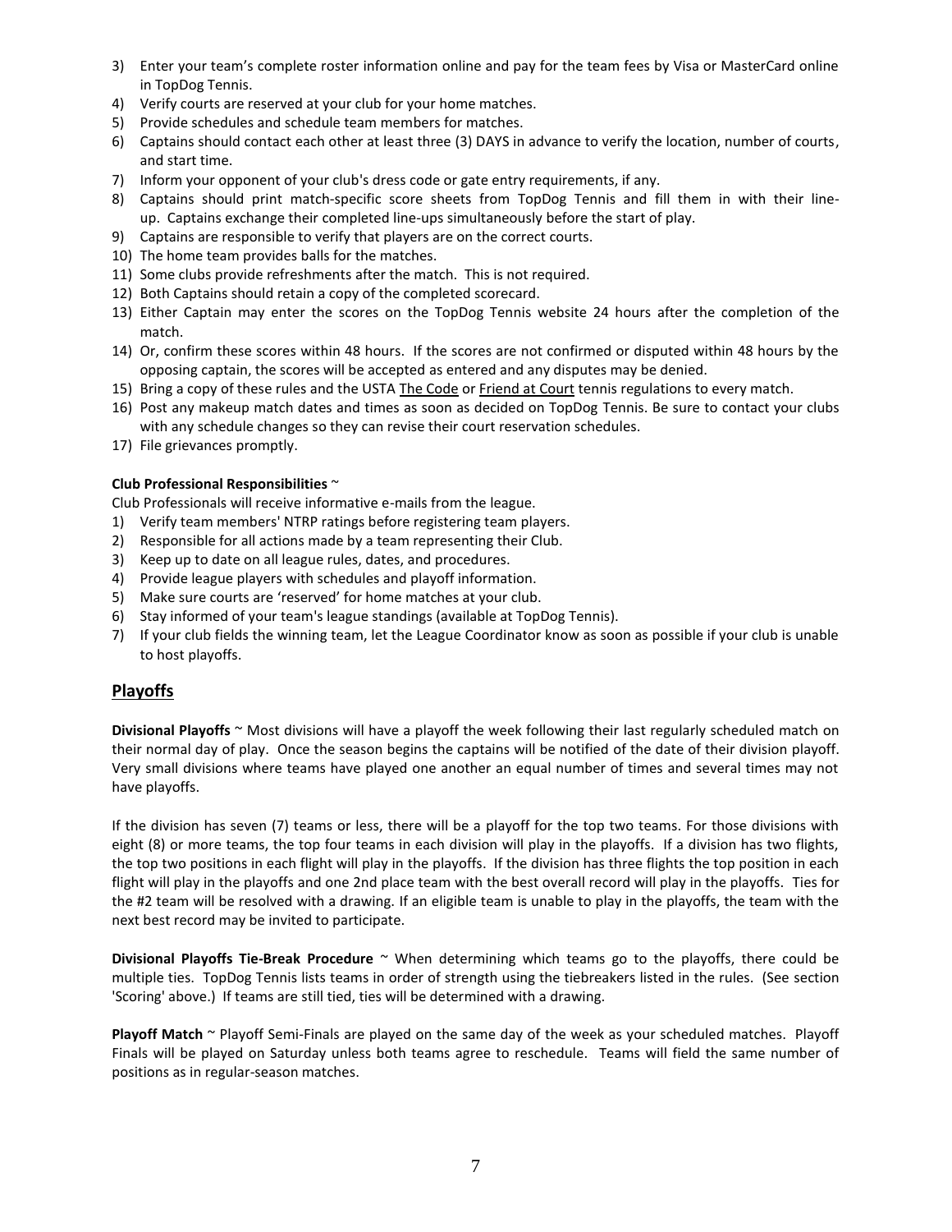3) Enter your team's complete roster information online and pay for the team fees by Visa or MasterCard online in TopDog Tennis.
4) Verify courts are reserved at your club for your home matches.
5) Provide schedules and schedule team members for matches.
6) Captains should contact each other at least three (3) DAYS in advance to verify the location, number of courts, and start time.
7) Inform your opponent of your club's dress code or gate entry requirements, if any.
8) Captains should print match-specific score sheets from TopDog Tennis and fill them in with their line-up. Captains exchange their completed line-ups simultaneously before the start of play.
9) Captains are responsible to verify that players are on the correct courts.
10) The home team provides balls for the matches.
11) Some clubs provide refreshments after the match. This is not required.
12) Both Captains should retain a copy of the completed scorecard.
13) Either Captain may enter the scores on the TopDog Tennis website 24 hours after the completion of the match.
14) Or, confirm these scores within 48 hours. If the scores are not confirmed or disputed within 48 hours by the opposing captain, the scores will be accepted as entered and any disputes may be denied.
15) Bring a copy of these rules and the USTA The Code or Friend at Court tennis regulations to every match.
16) Post any makeup match dates and times as soon as decided on TopDog Tennis. Be sure to contact your clubs with any schedule changes so they can revise their court reservation schedules.
17) File grievances promptly.

**Club Professional Responsibilities** ~

Club Professionals will receive informative e-mails from the league.

1) Verify team members' NTRP ratings before registering team players.
2) Responsible for all actions made by a team representing their Club.
3) Keep up to date on all league rules, dates, and procedures.
4) Provide league players with schedules and playoff information.
5) Make sure courts are 'reserved' for home matches at your club.
6) Stay informed of your team's league standings (available at TopDog Tennis).
7) If your club fields the winning team, let the League Coordinator know as soon as possible if your club is unable to host playoffs.

## Playoffs

**Divisional Playoffs** ~ Most divisions will have a playoff the week following their last regularly scheduled match on their normal day of play. Once the season begins the captains will be notified of the date of their division playoff. Very small divisions where teams have played one another an equal number of times and several times may not have playoffs.

If the division has seven (7) teams or less, there will be a playoff for the top two teams. For those divisions with eight (8) or more teams, the top four teams in each division will play in the playoffs. If a division has two flights, the top two positions in each flight will play in the playoffs. If the division has three flights the top position in each flight will play in the playoffs and one 2nd place team with the best overall record will play in the playoffs. Ties for the #2 team will be resolved with a drawing. If an eligible team is unable to play in the playoffs, the team with the next best record may be invited to participate.

**Divisional Playoffs Tie-Break Procedure** ~ When determining which teams go to the playoffs, there could be multiple ties. TopDog Tennis lists teams in order of strength using the tiebreakers listed in the rules. (See section 'Scoring' above.) If teams are still tied, ties will be determined with a drawing.

**Playoff Match** ~ Playoff Semi-Finals are played on the same day of the week as your scheduled matches. Playoff Finals will be played on Saturday unless both teams agree to reschedule. Teams will field the same number of positions as in regular-season matches.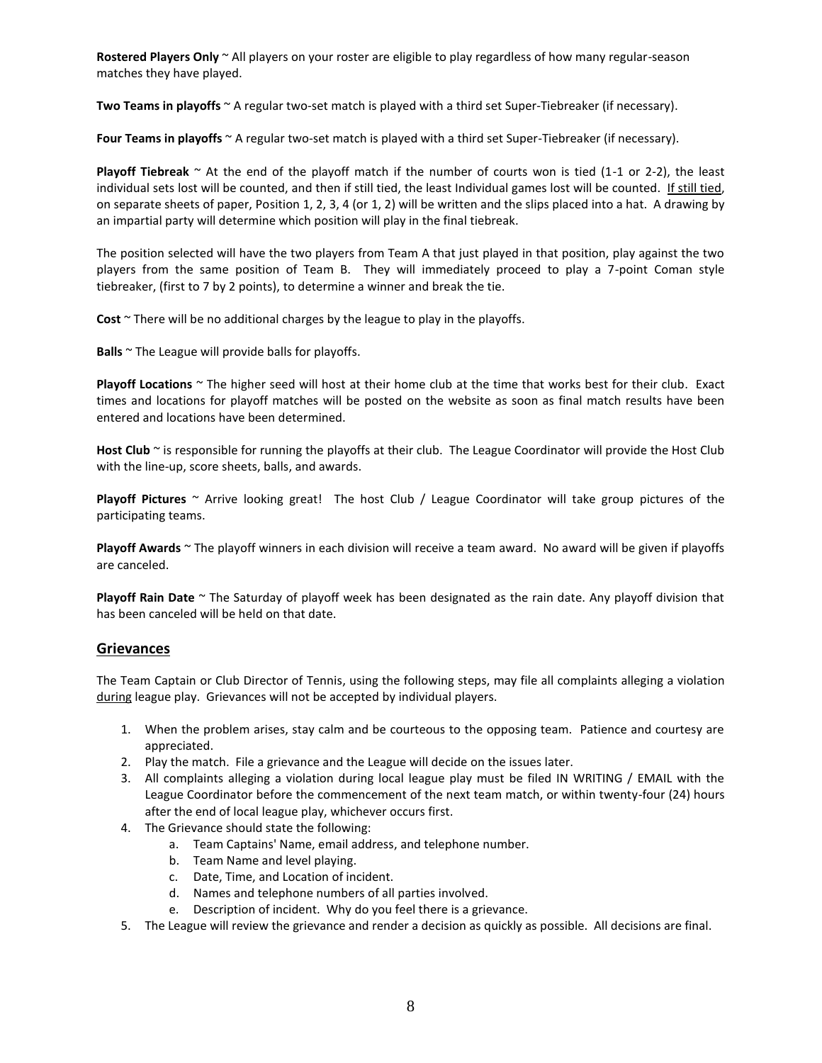**Rostered Players Only** ~ All players on your roster are eligible to play regardless of how many regular-season matches they have played.

**Two Teams in playoffs** ~ A regular two-set match is played with a third set Super-Tiebreaker (if necessary).

**Four Teams in playoffs** ~ A regular two-set match is played with a third set Super-Tiebreaker (if necessary).

**Playoff Tiebreak** ~ At the end of the playoff match if the number of courts won is tied (1-1 or 2-2), the least individual sets lost will be counted, and then if still tied, the least Individual games lost will be counted. <u>If still tied</u>, on separate sheets of paper, Position 1, 2, 3, 4 (or 1, 2) will be written and the slips placed into a hat. A drawing by an impartial party will determine which position will play in the final tiebreak.

The position selected will have the two players from Team A that just played in that position, play against the two players from the same position of Team B. They will immediately proceed to play a 7-point Coman style tiebreaker, (first to 7 by 2 points), to determine a winner and break the tie.

**Cost** ~ There will be no additional charges by the league to play in the playoffs.

**Balls** ~ The League will provide balls for playoffs.

**Playoff Locations** ~ The higher seed will host at their home club at the time that works best for their club. Exact times and locations for playoff matches will be posted on the website as soon as final match results have been entered and locations have been determined.

**Host Club** ~ is responsible for running the playoffs at their club. The League Coordinator will provide the Host Club with the line-up, score sheets, balls, and awards.

**Playoff Pictures** ~ Arrive looking great! The host Club / League Coordinator will take group pictures of the participating teams.

**Playoff Awards** ~ The playoff winners in each division will receive a team award. No award will be given if playoffs are canceled.

**Playoff Rain Date** ~ The Saturday of playoff week has been designated as the rain date. Any playoff division that has been canceled will be held on that date.

## Grievances

The Team Captain or Club Director of Tennis, using the following steps, may file all complaints alleging a violation <u>during</u> league play. Grievances will not be accepted by individual players.

1. When the problem arises, stay calm and be courteous to the opposing team. Patience and courtesy are appreciated.
2. Play the match. File a grievance and the League will decide on the issues later.
3. All complaints alleging a violation during local league play must be filed IN WRITING / EMAIL with the League Coordinator before the commencement of the next team match, or within twenty-four (24) hours after the end of local league play, whichever occurs first.
4. The Grievance should state the following:
    a. Team Captains' Name, email address, and telephone number.
    b. Team Name and level playing.
    c. Date, Time, and Location of incident.
    d. Names and telephone numbers of all parties involved.
    e. Description of incident. Why do you feel there is a grievance.
5. The League will review the grievance and render a decision as quickly as possible. All decisions are final.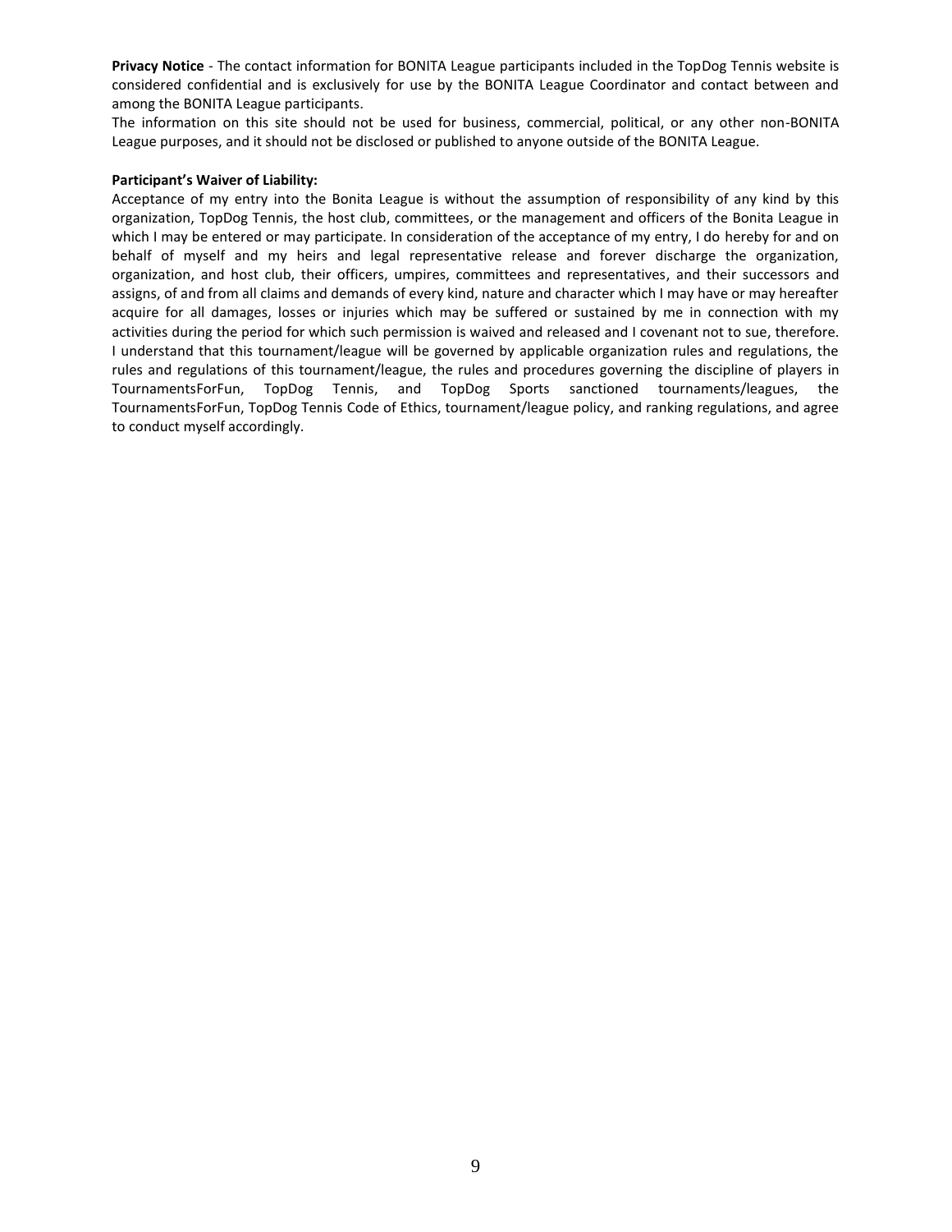**Privacy Notice** - The contact information for BONITA League participants included in the TopDog Tennis website is considered confidential and is exclusively for use by the BONITA League Coordinator and contact between and among the BONITA League participants.

The information on this site should not be used for business, commercial, political, or any other non-BONITA League purposes, and it should not be disclosed or published to anyone outside of the BONITA League.

**Participant's Waiver of Liability:**

Acceptance of my entry into the Bonita League is without the assumption of responsibility of any kind by this organization, TopDog Tennis, the host club, committees, or the management and officers of the Bonita League in which I may be entered or may participate. In consideration of the acceptance of my entry, I do hereby for and on behalf of myself and my heirs and legal representative release and forever discharge the organization, organization, and host club, their officers, umpires, committees and representatives, and their successors and assigns, of and from all claims and demands of every kind, nature and character which I may have or may hereafter acquire for all damages, losses or injuries which may be suffered or sustained by me in connection with my activities during the period for which such permission is waived and released and I covenant not to sue, therefore. I understand that this tournament/league will be governed by applicable organization rules and regulations, the rules and regulations of this tournament/league, the rules and procedures governing the discipline of players in TournamentsForFun, TopDog Tennis, and TopDog Sports sanctioned tournaments/leagues, the TournamentsForFun, TopDog Tennis Code of Ethics, tournament/league policy, and ranking regulations, and agree to conduct myself accordingly.